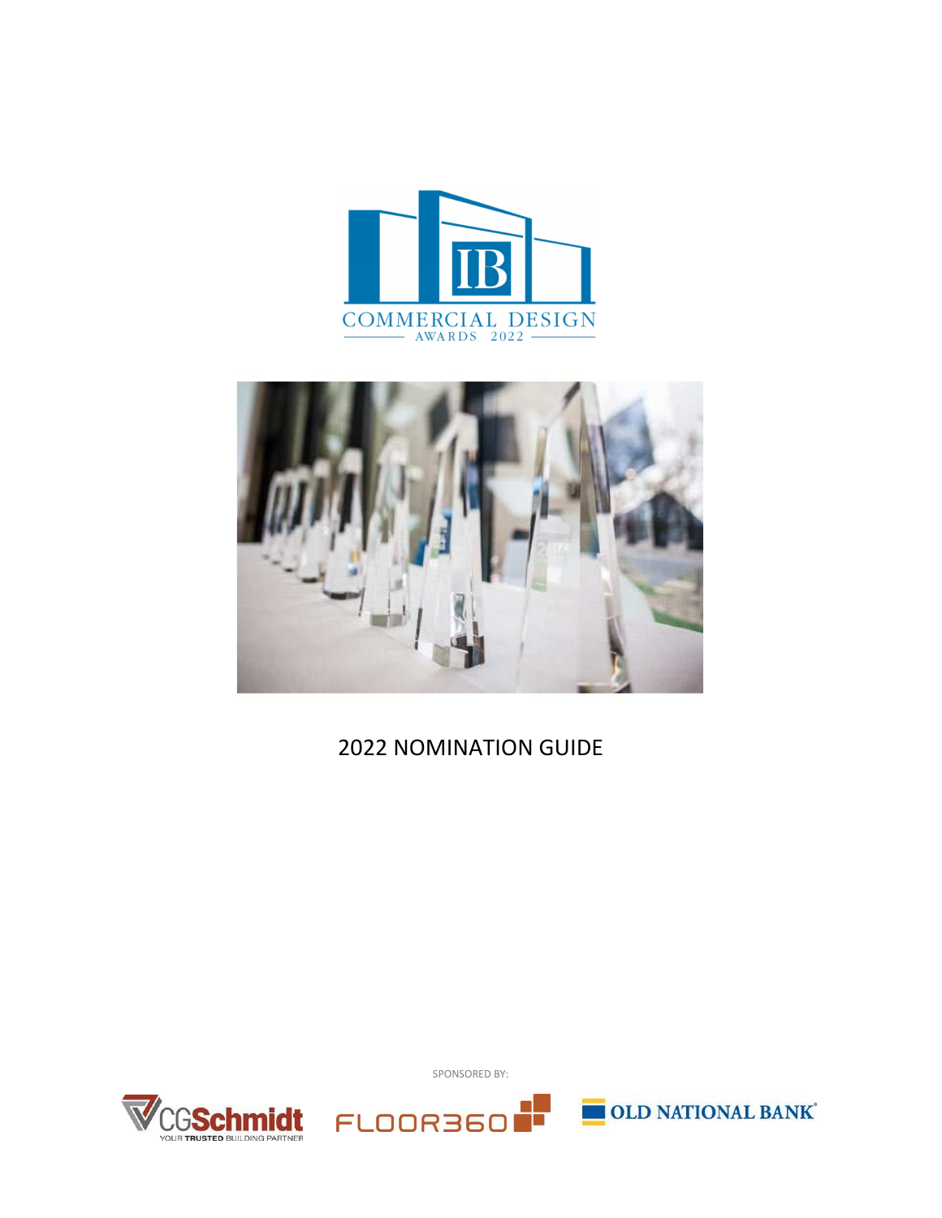IB

COMMERCIAL DESIGN

AWARDS 2022

# 2022 NOMINATION GUIDE

SPONSORED BY:

CGSchmidt YOUR TRUSTED BUILDING PARTNER

FLOOR360

OLD NATIONAL BANK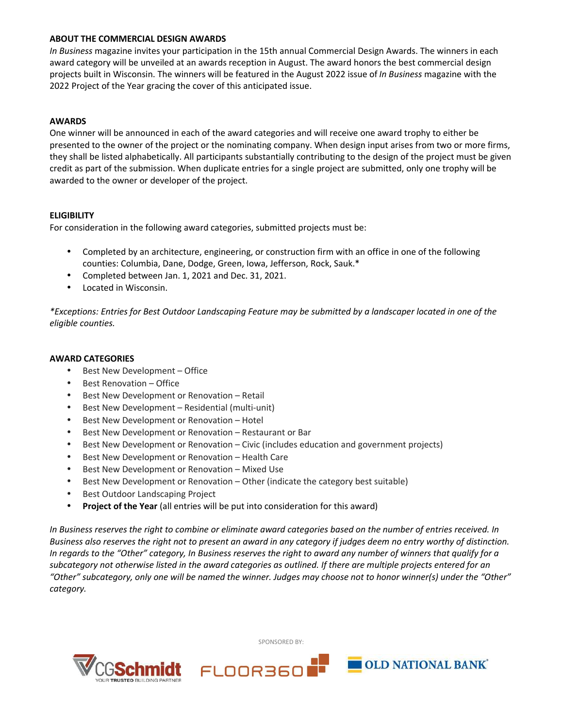## ABOUT THE COMMERCIAL DESIGN AWARDS

*In Business* magazine invites your participation in the 15th annual Commercial Design Awards. The winners in each award category will be unveiled at an awards reception in August. The award honors the best commercial design projects built in Wisconsin. The winners will be featured in the August 2022 issue of *In Business* magazine with the 2022 Project of the Year gracing the cover of this anticipated issue.

## AWARDS

One winner will be announced in each of the award categories and will receive one award trophy to either be presented to the owner of the project or the nominating company. When design input arises from two or more firms, they shall be listed alphabetically. All participants substantially contributing to the design of the project must be given credit as part of the submission. When duplicate entries for a single project are submitted, only one trophy will be awarded to the owner or developer of the project.

## ELIGIBILITY

For consideration in the following award categories, submitted projects must be:

- Completed by an architecture, engineering, or construction firm with an office in one of the following counties: Columbia, Dane, Dodge, Green, Iowa, Jefferson, Rock, Sauk.*
- Completed between Jan. 1, 2021 and Dec. 31, 2021.
- Located in Wisconsin.

**Exceptions: Entries for Best Outdoor Landscaping Feature may be submitted by a landscaper located in one of the eligible counties.*

## AWARD CATEGORIES

- Best New Development – Office
- Best Renovation – Office
- Best New Development or Renovation – Retail
- Best New Development – Residential (multi-unit)
- Best New Development or Renovation – Hotel
- Best New Development or Renovation – Restaurant or Bar
- Best New Development or Renovation – Civic (includes education and government projects)
- Best New Development or Renovation – Health Care
- Best New Development or Renovation – Mixed Use
- Best New Development or Renovation – Other (indicate the category best suitable)
- Best Outdoor Landscaping Project
- **Project of the Year** (all entries will be put into consideration for this award)

*In Business reserves the right to combine or eliminate award categories based on the number of entries received. In Business also reserves the right not to present an award in any category if judges deem no entry worthy of distinction. In regards to the "Other" category, In Business reserves the right to award any number of winners that qualify for a subcategory not otherwise listed in the award categories as outlined. If there are multiple projects entered for an "Other" subcategory, only one will be named the winner. Judges may choose not to honor winner(s) under the "Other" category.*

SPONSORED BY:

CGSchmidt — YOUR TRUSTED BUILDING PARTNER

FLOOR360

OLD NATIONAL BANK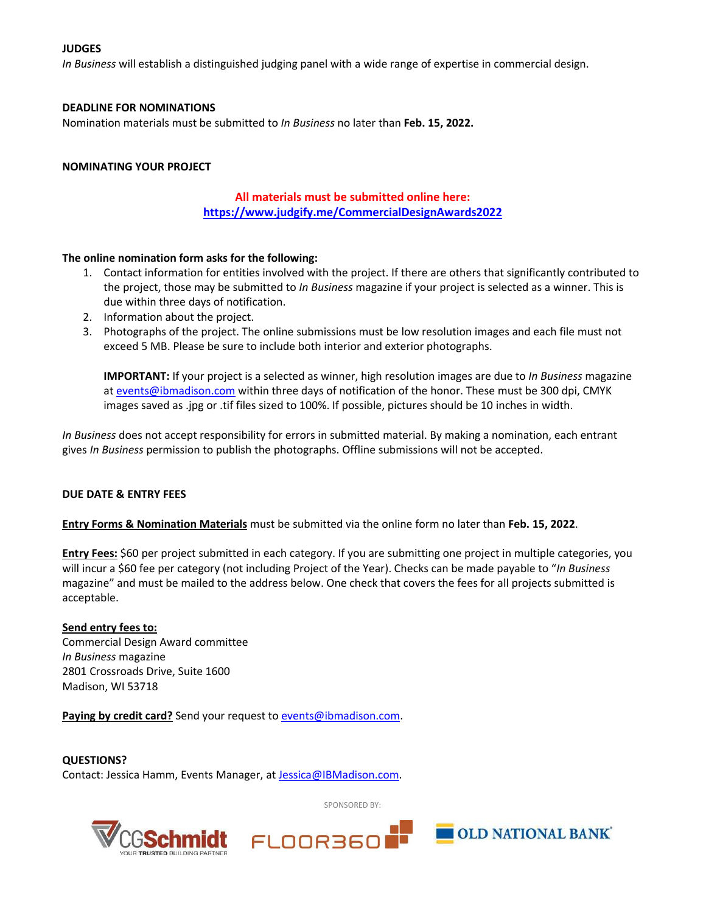**JUDGES**

*In Business* will establish a distinguished judging panel with a wide range of expertise in commercial design.

**DEADLINE FOR NOMINATIONS**

Nomination materials must be submitted to *In Business* no later than **Feb. 15, 2022.**

**NOMINATING YOUR PROJECT**

**All materials must be submitted online here:**
**https://www.judgify.me/CommercialDesignAwards2022**

**The online nomination form asks for the following:**

1. Contact information for entities involved with the project. If there are others that significantly contributed to the project, those may be submitted to *In Business* magazine if your project is selected as a winner. This is due within three days of notification.
2. Information about the project.
3. Photographs of the project. The online submissions must be low resolution images and each file must not exceed 5 MB. Please be sure to include both interior and exterior photographs.

   **IMPORTANT:** If your project is a selected as winner, high resolution images are due to *In Business* magazine at events@ibmadison.com within three days of notification of the honor. These must be 300 dpi, CMYK images saved as .jpg or .tif files sized to 100%. If possible, pictures should be 10 inches in width.

*In Business* does not accept responsibility for errors in submitted material. By making a nomination, each entrant gives *In Business* permission to publish the photographs. Offline submissions will not be accepted.

**DUE DATE & ENTRY FEES**

**Entry Forms & Nomination Materials** must be submitted via the online form no later than **Feb. 15, 2022**.

**Entry Fees:** $60 per project submitted in each category. If you are submitting one project in multiple categories, you will incur a $60 fee per category (not including Project of the Year). Checks can be made payable to "*In Business* magazine" and must be mailed to the address below. One check that covers the fees for all projects submitted is acceptable.

**Send entry fees to:**
Commercial Design Award committee
*In Business* magazine
2801 Crossroads Drive, Suite 1600
Madison, WI 53718

**Paying by credit card?** Send your request to events@ibmadison.com.

**QUESTIONS?**

Contact: Jessica Hamm, Events Manager, at Jessica@IBMadison.com.

SPONSORED BY:

CGSchmidt YOUR TRUSTED BUILDING PARTNER FLOOR360 OLD NATIONAL BANK